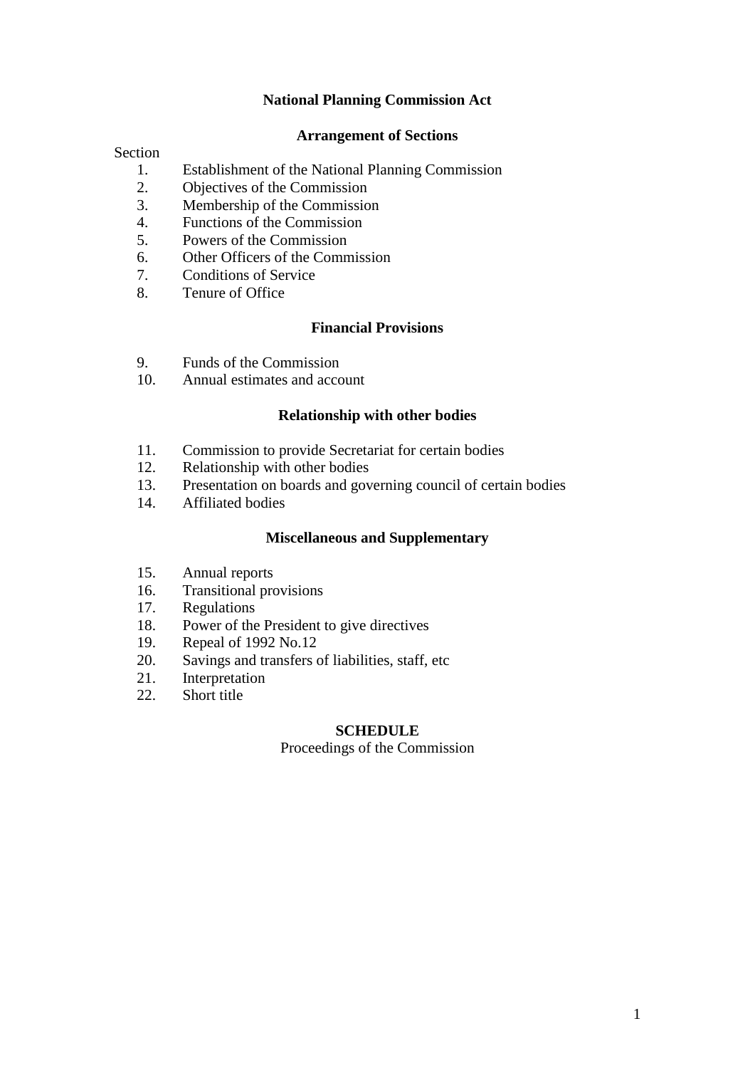# National Planning Commission Act

## Arrangement of Sections

Section

1. Establishment of the National Planning Commission
2. Objectives of the Commission
3. Membership of the Commission
4. Functions of the Commission
5. Powers of the Commission
6. Other Officers of the Commission
7. Conditions of Service
8. Tenure of Office

## Financial Provisions

9. Funds of the Commission
10. Annual estimates and account

## Relationship with other bodies

11. Commission to provide Secretariat for certain bodies
12. Relationship with other bodies
13. Presentation on boards and governing council of certain bodies
14. Affiliated bodies

## Miscellaneous and Supplementary

15. Annual reports
16. Transitional provisions
17. Regulations
18. Power of the President to give directives
19. Repeal of 1992 No.12
20. Savings and transfers of liabilities, staff, etc
21. Interpretation
22. Short title

## SCHEDULE

Proceedings of the Commission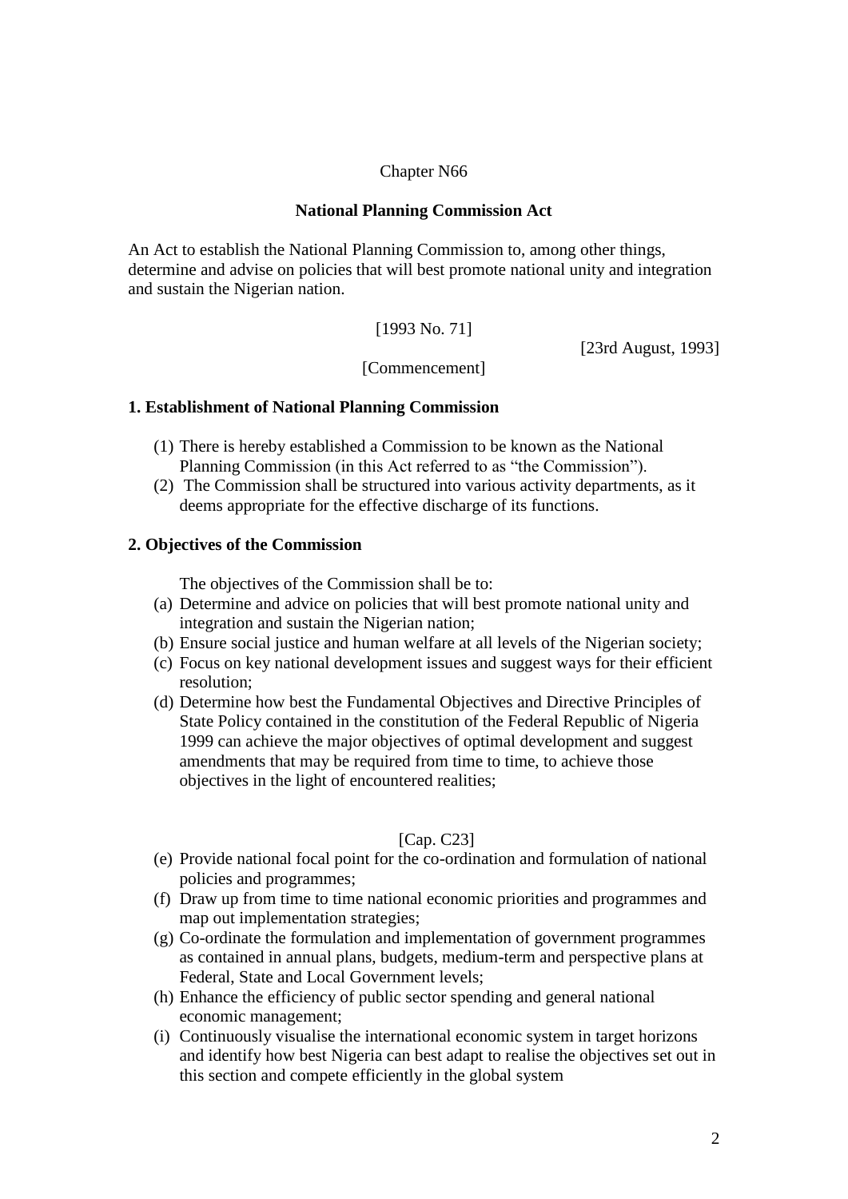Chapter N66

## National Planning Commission Act

An Act to establish the National Planning Commission to, among other things, determine and advise on policies that will best promote national unity and integration and sustain the Nigerian nation.

[1993 No. 71]

[23rd August, 1993]

[Commencement]

### 1. Establishment of National Planning Commission

(1) There is hereby established a Commission to be known as the National Planning Commission (in this Act referred to as "the Commission").

(2) The Commission shall be structured into various activity departments, as it deems appropriate for the effective discharge of its functions.

### 2. Objectives of the Commission

The objectives of the Commission shall be to:

(a) Determine and advice on policies that will best promote national unity and integration and sustain the Nigerian nation;

(b) Ensure social justice and human welfare at all levels of the Nigerian society;

(c) Focus on key national development issues and suggest ways for their efficient resolution;

(d) Determine how best the Fundamental Objectives and Directive Principles of State Policy contained in the constitution of the Federal Republic of Nigeria 1999 can achieve the major objectives of optimal development and suggest amendments that may be required from time to time, to achieve those objectives in the light of encountered realities;

[Cap. C23]

(e) Provide national focal point for the co-ordination and formulation of national policies and programmes;

(f) Draw up from time to time national economic priorities and programmes and map out implementation strategies;

(g) Co-ordinate the formulation and implementation of government programmes as contained in annual plans, budgets, medium-term and perspective plans at Federal, State and Local Government levels;

(h) Enhance the efficiency of public sector spending and general national economic management;

(i) Continuously visualise the international economic system in target horizons and identify how best Nigeria can best adapt to realise the objectives set out in this section and compete efficiently in the global system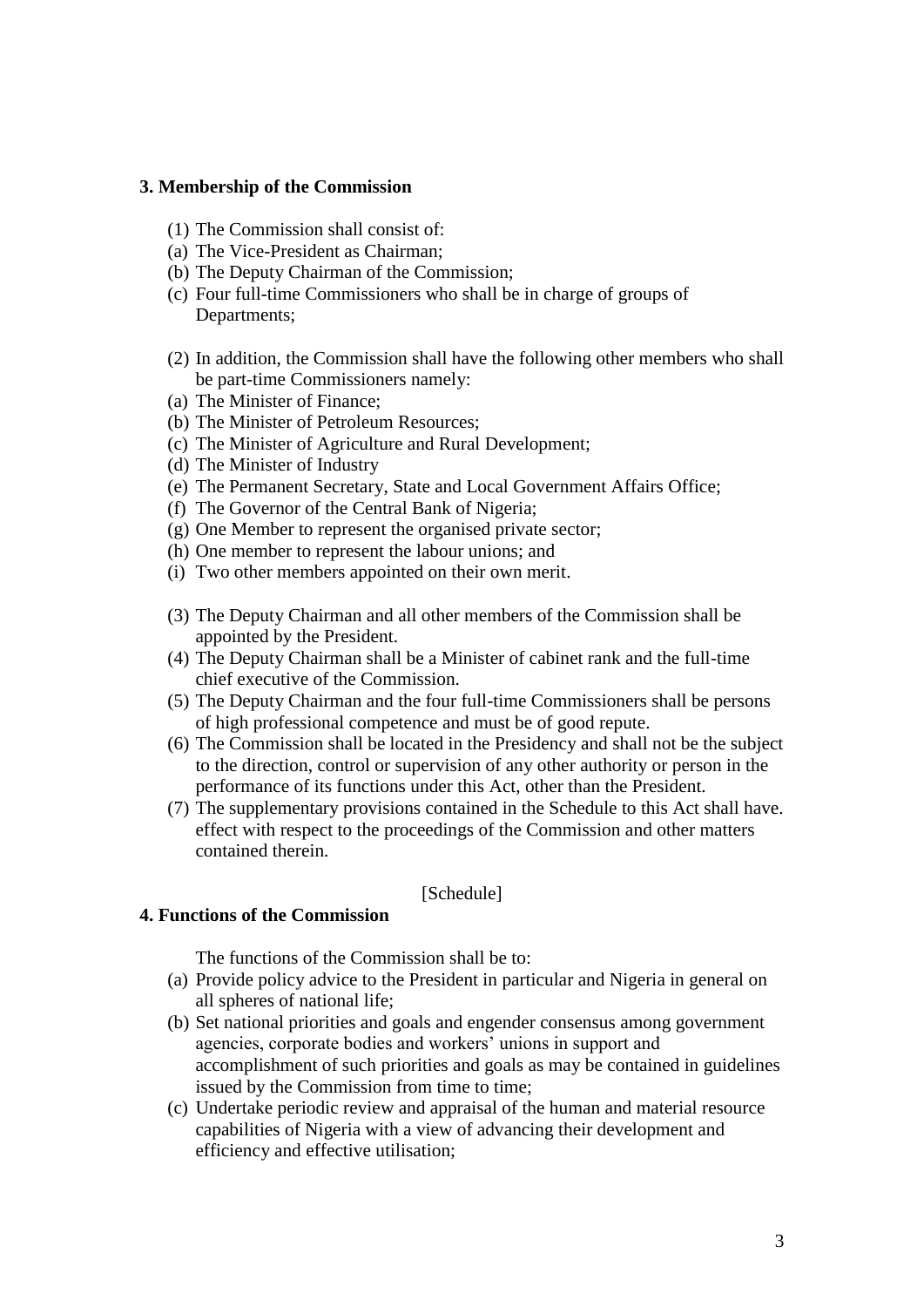### 3. Membership of the Commission

(1) The Commission shall consist of:
(a) The Vice-President as Chairman;
(b) The Deputy Chairman of the Commission;
(c) Four full-time Commissioners who shall be in charge of groups of Departments;

(2) In addition, the Commission shall have the following other members who shall be part-time Commissioners namely:
(a) The Minister of Finance;
(b) The Minister of Petroleum Resources;
(c) The Minister of Agriculture and Rural Development;
(d) The Minister of Industry
(e) The Permanent Secretary, State and Local Government Affairs Office;
(f) The Governor of the Central Bank of Nigeria;
(g) One Member to represent the organised private sector;
(h) One member to represent the labour unions; and
(i) Two other members appointed on their own merit.

(3) The Deputy Chairman and all other members of the Commission shall be appointed by the President.
(4) The Deputy Chairman shall be a Minister of cabinet rank and the full-time chief executive of the Commission.
(5) The Deputy Chairman and the four full-time Commissioners shall be persons of high professional competence and must be of good repute.
(6) The Commission shall be located in the Presidency and shall not be the subject to the direction, control or supervision of any other authority or person in the performance of its functions under this Act, other than the President.
(7) The supplementary provisions contained in the Schedule to this Act shall have. effect with respect to the proceedings of the Commission and other matters contained therein.

[Schedule]

### 4. Functions of the Commission

The functions of the Commission shall be to:
(a) Provide policy advice to the President in particular and Nigeria in general on all spheres of national life;
(b) Set national priorities and goals and engender consensus among government agencies, corporate bodies and workers' unions in support and accomplishment of such priorities and goals as may be contained in guidelines issued by the Commission from time to time;
(c) Undertake periodic review and appraisal of the human and material resource capabilities of Nigeria with a view of advancing their development and efficiency and effective utilisation;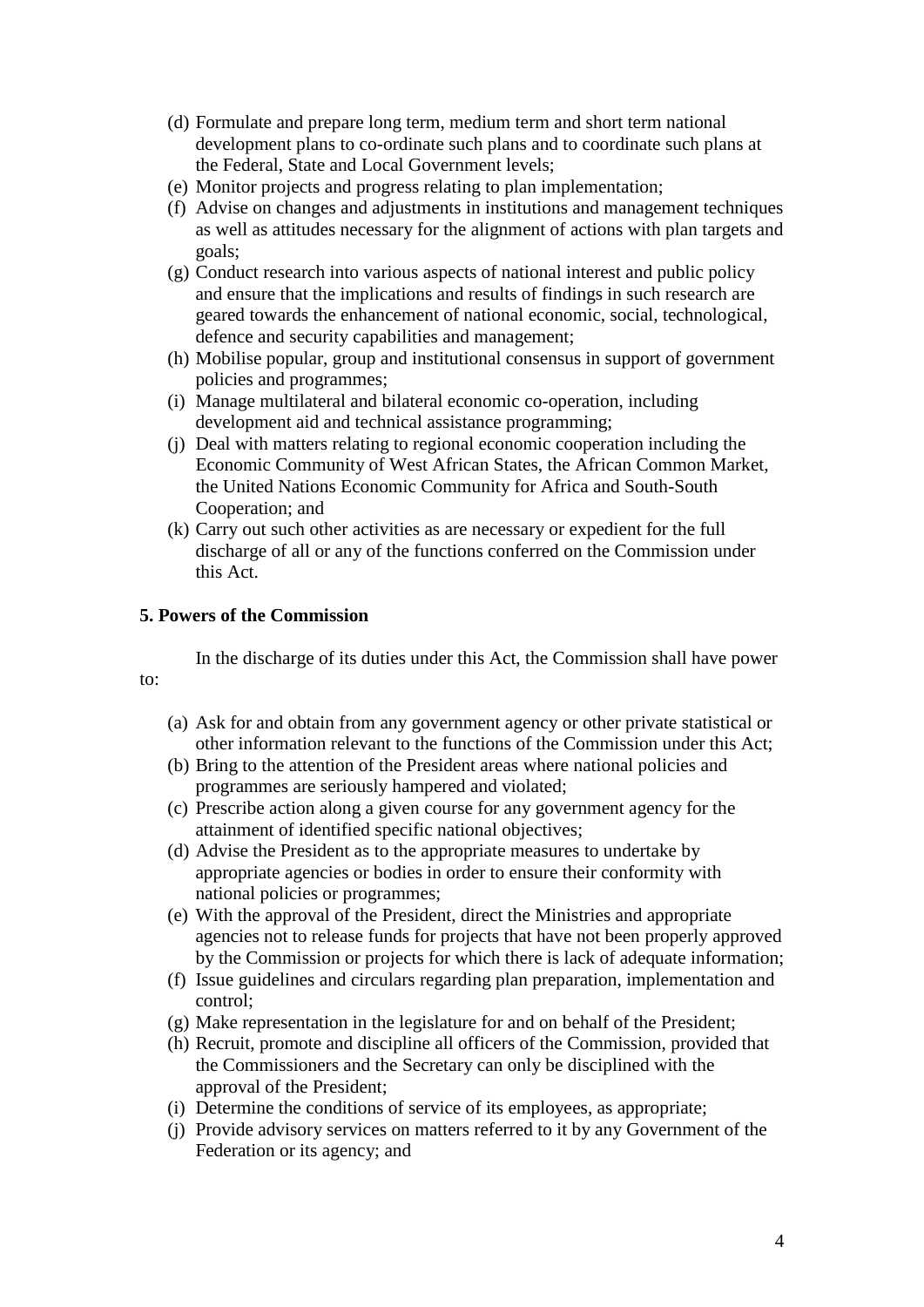(d) Formulate and prepare long term, medium term and short term national development plans to co-ordinate such plans and to coordinate such plans at the Federal, State and Local Government levels;

(e) Monitor projects and progress relating to plan implementation;

(f) Advise on changes and adjustments in institutions and management techniques as well as attitudes necessary for the alignment of actions with plan targets and goals;

(g) Conduct research into various aspects of national interest and public policy and ensure that the implications and results of findings in such research are geared towards the enhancement of national economic, social, technological, defence and security capabilities and management;

(h) Mobilise popular, group and institutional consensus in support of government policies and programmes;

(i) Manage multilateral and bilateral economic co-operation, including development aid and technical assistance programming;

(j) Deal with matters relating to regional economic cooperation including the Economic Community of West African States, the African Common Market, the United Nations Economic Community for Africa and South-South Cooperation; and

(k) Carry out such other activities as are necessary or expedient for the full discharge of all or any of the functions conferred on the Commission under this Act.

**5. Powers of the Commission**

In the discharge of its duties under this Act, the Commission shall have power to:

(a) Ask for and obtain from any government agency or other private statistical or other information relevant to the functions of the Commission under this Act;

(b) Bring to the attention of the President areas where national policies and programmes are seriously hampered and violated;

(c) Prescribe action along a given course for any government agency for the attainment of identified specific national objectives;

(d) Advise the President as to the appropriate measures to undertake by appropriate agencies or bodies in order to ensure their conformity with national policies or programmes;

(e) With the approval of the President, direct the Ministries and appropriate agencies not to release funds for projects that have not been properly approved by the Commission or projects for which there is lack of adequate information;

(f) Issue guidelines and circulars regarding plan preparation, implementation and control;

(g) Make representation in the legislature for and on behalf of the President;

(h) Recruit, promote and discipline all officers of the Commission, provided that the Commissioners and the Secretary can only be disciplined with the approval of the President;

(i) Determine the conditions of service of its employees, as appropriate;

(j) Provide advisory services on matters referred to it by any Government of the Federation or its agency; and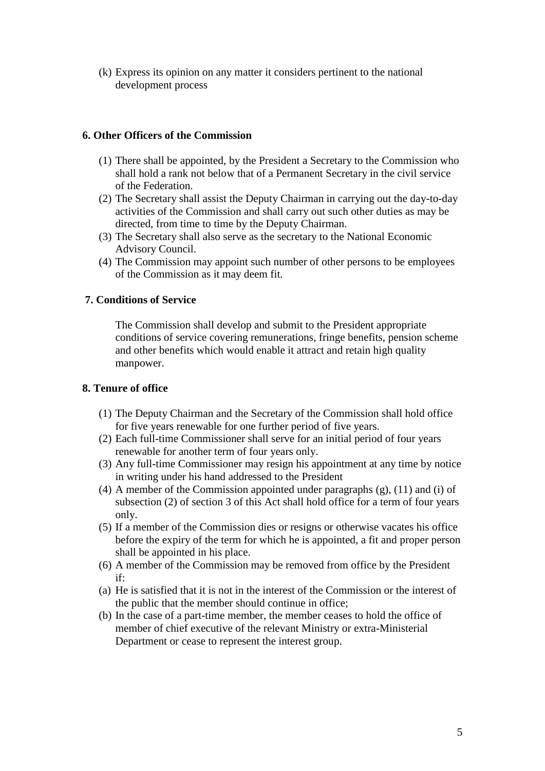(k) Express its opinion on any matter it considers pertinent to the national development process

## 6. Other Officers of the Commission

(1) There shall be appointed, by the President a Secretary to the Commission who shall hold a rank not below that of a Permanent Secretary in the civil service of the Federation.
(2) The Secretary shall assist the Deputy Chairman in carrying out the day-to-day activities of the Commission and shall carry out such other duties as may be directed, from time to time by the Deputy Chairman.
(3) The Secretary shall also serve as the secretary to the National Economic Advisory Council.
(4) The Commission may appoint such number of other persons to be employees of the Commission as it may deem fit.

## 7. Conditions of Service

The Commission shall develop and submit to the President appropriate conditions of service covering remunerations, fringe benefits, pension scheme and other benefits which would enable it attract and retain high quality manpower.

## 8. Tenure of office

(1) The Deputy Chairman and the Secretary of the Commission shall hold office for five years renewable for one further period of five years.
(2) Each full-time Commissioner shall serve for an initial period of four years renewable for another term of four years only.
(3) Any full-time Commissioner may resign his appointment at any time by notice in writing under his hand addressed to the President
(4) A member of the Commission appointed under paragraphs (g), (11) and (i) of subsection (2) of section 3 of this Act shall hold office for a term of four years only.
(5) If a member of the Commission dies or resigns or otherwise vacates his office before the expiry of the term for which he is appointed, a fit and proper person shall be appointed in his place.
(6) A member of the Commission may be removed from office by the President if:

(a) He is satisfied that it is not in the interest of the Commission or the interest of the public that the member should continue in office;
(b) In the case of a part-time member, the member ceases to hold the office of member of chief executive of the relevant Ministry or extra-Ministerial Department or cease to represent the interest group.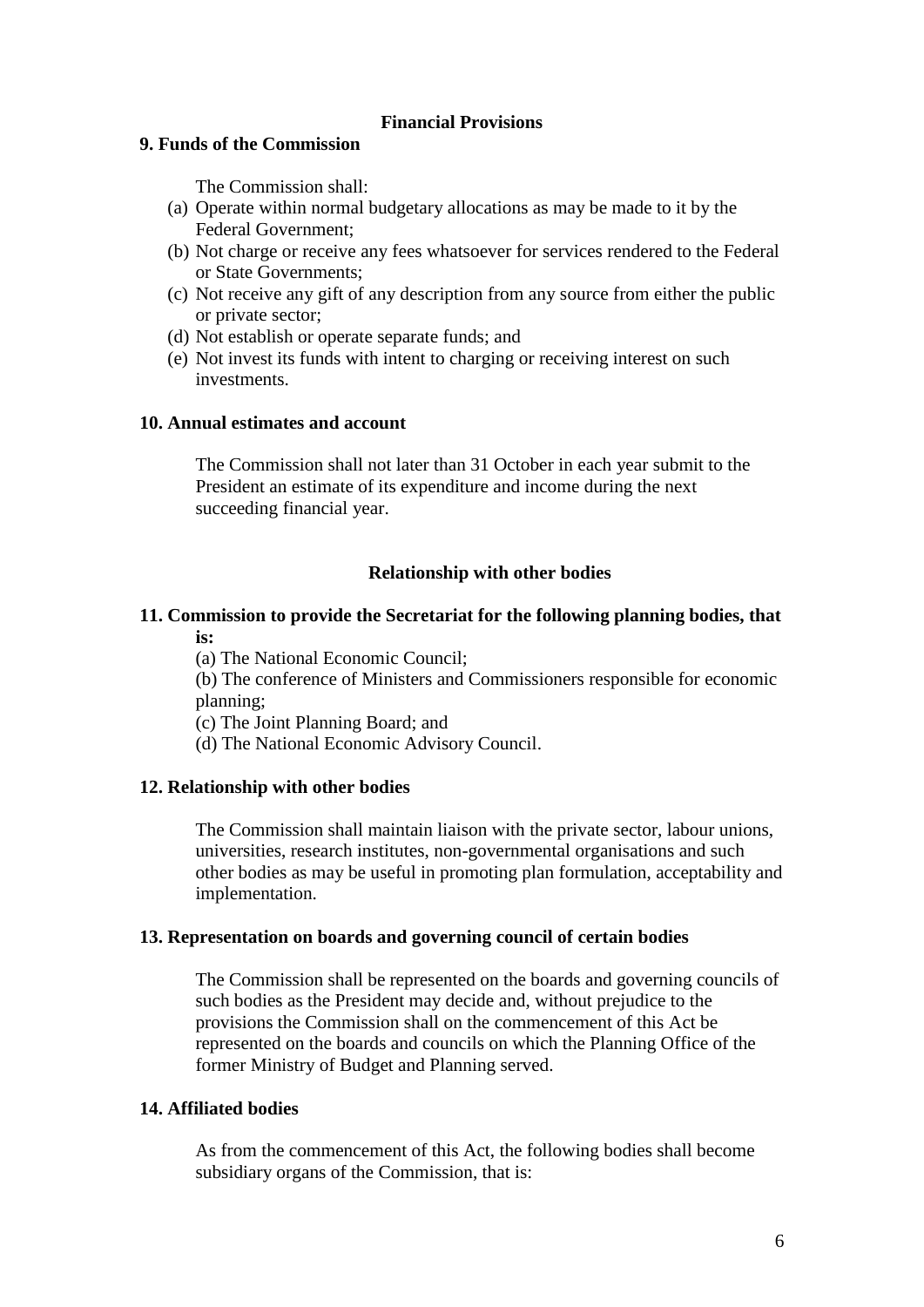## Financial Provisions

### 9. Funds of the Commission

The Commission shall:

(a) Operate within normal budgetary allocations as may be made to it by the Federal Government;
(b) Not charge or receive any fees whatsoever for services rendered to the Federal or State Governments;
(c) Not receive any gift of any description from any source from either the public or private sector;
(d) Not establish or operate separate funds; and
(e) Not invest its funds with intent to charging or receiving interest on such investments.

### 10. Annual estimates and account

The Commission shall not later than 31 October in each year submit to the President an estimate of its expenditure and income during the next succeeding financial year.

## Relationship with other bodies

### 11. Commission to provide the Secretariat for the following planning bodies, that is:

(a) The National Economic Council;
(b) The conference of Ministers and Commissioners responsible for economic planning;
(c) The Joint Planning Board; and
(d) The National Economic Advisory Council.

### 12. Relationship with other bodies

The Commission shall maintain liaison with the private sector, labour unions, universities, research institutes, non-governmental organisations and such other bodies as may be useful in promoting plan formulation, acceptability and implementation.

### 13. Representation on boards and governing council of certain bodies

The Commission shall be represented on the boards and governing councils of such bodies as the President may decide and, without prejudice to the provisions the Commission shall on the commencement of this Act be represented on the boards and councils on which the Planning Office of the former Ministry of Budget and Planning served.

### 14. Affiliated bodies

As from the commencement of this Act, the following bodies shall become subsidiary organs of the Commission, that is: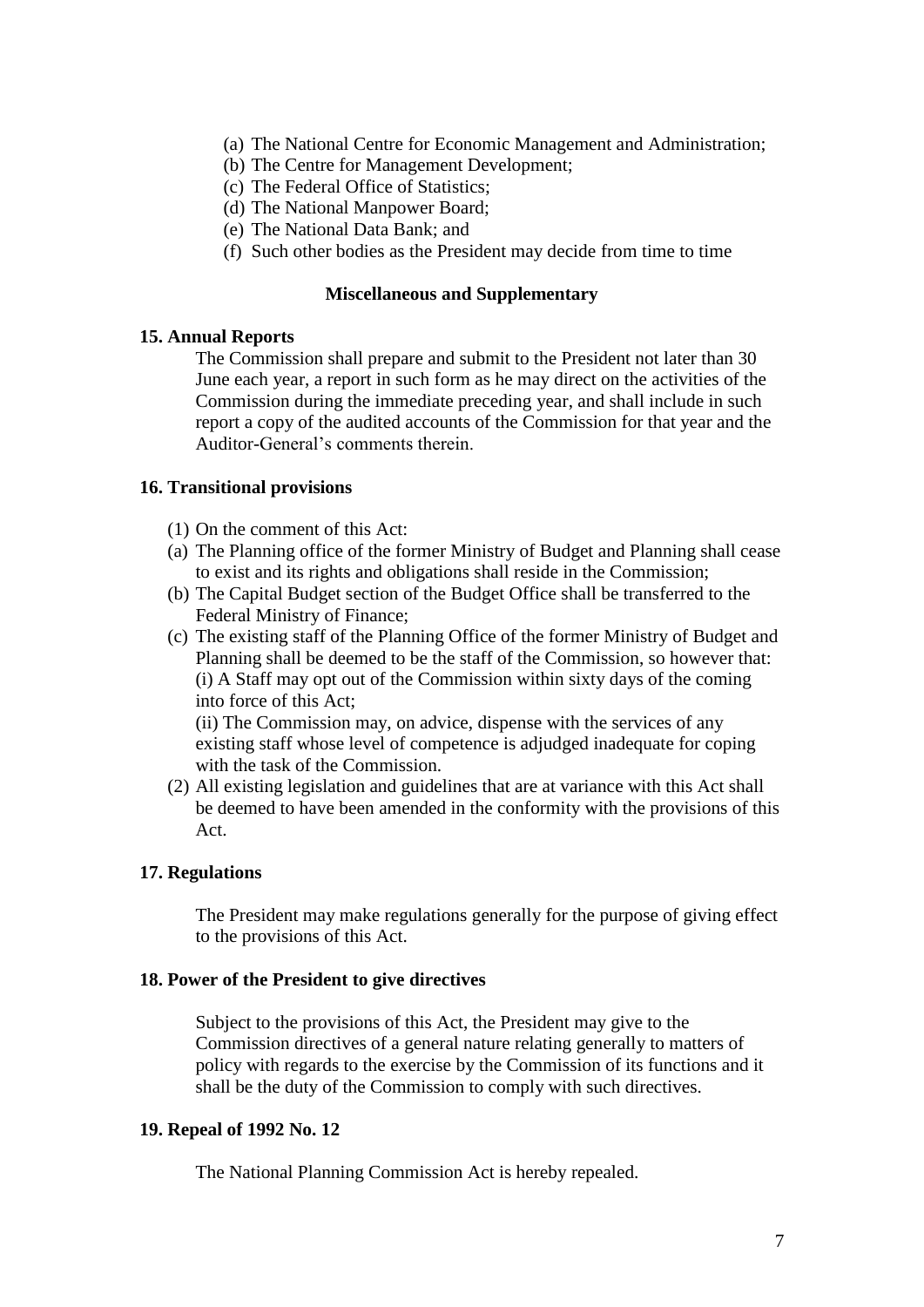(a) The National Centre for Economic Management and Administration;
(b) The Centre for Management Development;
(c) The Federal Office of Statistics;
(d) The National Manpower Board;
(e) The National Data Bank; and
(f) Such other bodies as the President may decide from time to time

## Miscellaneous and Supplementary

### 15. Annual Reports

The Commission shall prepare and submit to the President not later than 30 June each year, a report in such form as he may direct on the activities of the Commission during the immediate preceding year, and shall include in such report a copy of the audited accounts of the Commission for that year and the Auditor-General's comments therein.

### 16. Transitional provisions

(1) On the comment of this Act:

(a) The Planning office of the former Ministry of Budget and Planning shall cease to exist and its rights and obligations shall reside in the Commission;

(b) The Capital Budget section of the Budget Office shall be transferred to the Federal Ministry of Finance;

(c) The existing staff of the Planning Office of the former Ministry of Budget and Planning shall be deemed to be the staff of the Commission, so however that:
(i) A Staff may opt out of the Commission within sixty days of the coming into force of this Act;
(ii) The Commission may, on advice, dispense with the services of any existing staff whose level of competence is adjudged inadequate for coping with the task of the Commission.

(2) All existing legislation and guidelines that are at variance with this Act shall be deemed to have been amended in the conformity with the provisions of this Act.

### 17. Regulations

The President may make regulations generally for the purpose of giving effect to the provisions of this Act.

### 18. Power of the President to give directives

Subject to the provisions of this Act, the President may give to the Commission directives of a general nature relating generally to matters of policy with regards to the exercise by the Commission of its functions and it shall be the duty of the Commission to comply with such directives.

### 19. Repeal of 1992 No. 12

The National Planning Commission Act is hereby repealed.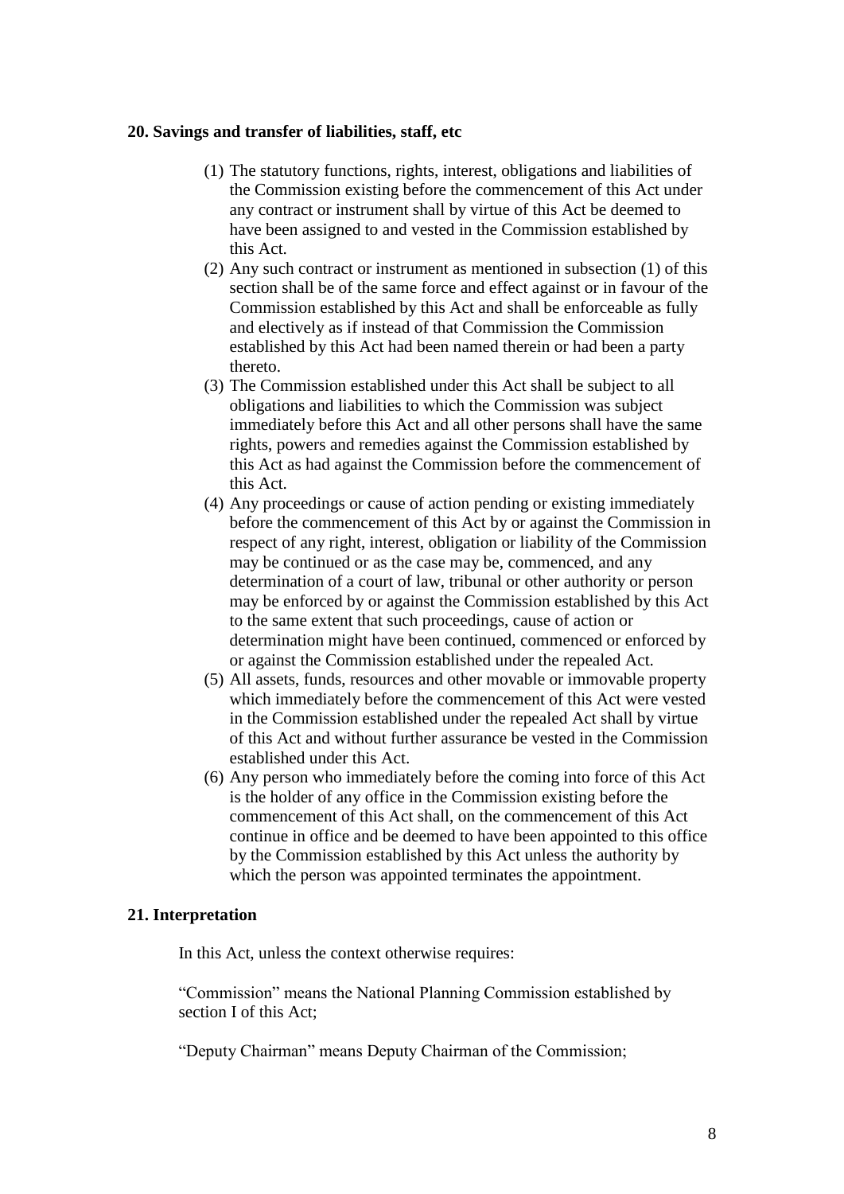**20. Savings and transfer of liabilities, staff, etc**

(1) The statutory functions, rights, interest, obligations and liabilities of the Commission existing before the commencement of this Act under any contract or instrument shall by virtue of this Act be deemed to have been assigned to and vested in the Commission established by this Act.

(2) Any such contract or instrument as mentioned in subsection (1) of this section shall be of the same force and effect against or in favour of the Commission established by this Act and shall be enforceable as fully and electively as if instead of that Commission the Commission established by this Act had been named therein or had been a party thereto.

(3) The Commission established under this Act shall be subject to all obligations and liabilities to which the Commission was subject immediately before this Act and all other persons shall have the same rights, powers and remedies against the Commission established by this Act as had against the Commission before the commencement of this Act.

(4) Any proceedings or cause of action pending or existing immediately before the commencement of this Act by or against the Commission in respect of any right, interest, obligation or liability of the Commission may be continued or as the case may be, commenced, and any determination of a court of law, tribunal or other authority or person may be enforced by or against the Commission established by this Act to the same extent that such proceedings, cause of action or determination might have been continued, commenced or enforced by or against the Commission established under the repealed Act.

(5) All assets, funds, resources and other movable or immovable property which immediately before the commencement of this Act were vested in the Commission established under the repealed Act shall by virtue of this Act and without further assurance be vested in the Commission established under this Act.

(6) Any person who immediately before the coming into force of this Act is the holder of any office in the Commission existing before the commencement of this Act shall, on the commencement of this Act continue in office and be deemed to have been appointed to this office by the Commission established by this Act unless the authority by which the person was appointed terminates the appointment.

**21. Interpretation**

In this Act, unless the context otherwise requires:

"Commission" means the National Planning Commission established by section I of this Act;

"Deputy Chairman" means Deputy Chairman of the Commission;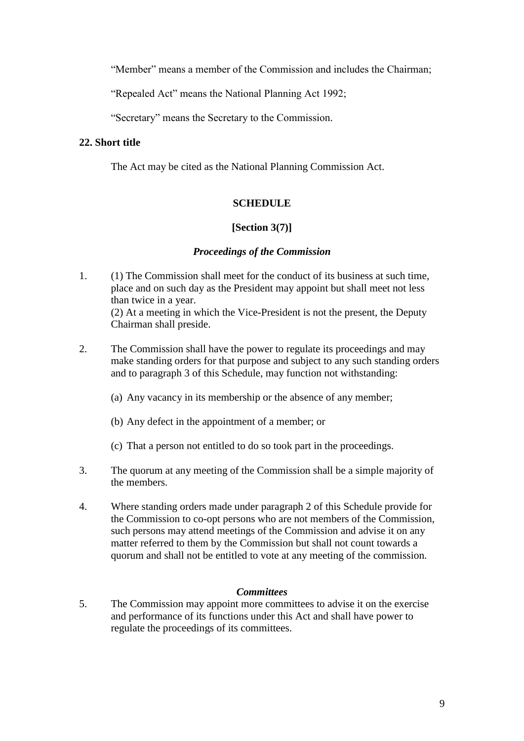"Member" means a member of the Commission and includes the Chairman;

"Repealed Act" means the National Planning Act 1992;

"Secretary" means the Secretary to the Commission.

**22. Short title**

The Act may be cited as the National Planning Commission Act.

**SCHEDULE**

**[Section 3(7)]**

***Proceedings of the Commission***

1. (1) The Commission shall meet for the conduct of its business at such time, place and on such day as the President may appoint but shall meet not less than twice in a year.
   (2) At a meeting in which the Vice-President is not the present, the Deputy Chairman shall preside.

2. The Commission shall have the power to regulate its proceedings and may make standing orders for that purpose and subject to any such standing orders and to paragraph 3 of this Schedule, may function not withstanding:

   (a) Any vacancy in its membership or the absence of any member;

   (b) Any defect in the appointment of a member; or

   (c) That a person not entitled to do so took part in the proceedings.

3. The quorum at any meeting of the Commission shall be a simple majority of the members.

4. Where standing orders made under paragraph 2 of this Schedule provide for the Commission to co-opt persons who are not members of the Commission, such persons may attend meetings of the Commission and advise it on any matter referred to them by the Commission but shall not count towards a quorum and shall not be entitled to vote at any meeting of the commission.

***Committees***

5. The Commission may appoint more committees to advise it on the exercise and performance of its functions under this Act and shall have power to regulate the proceedings of its committees.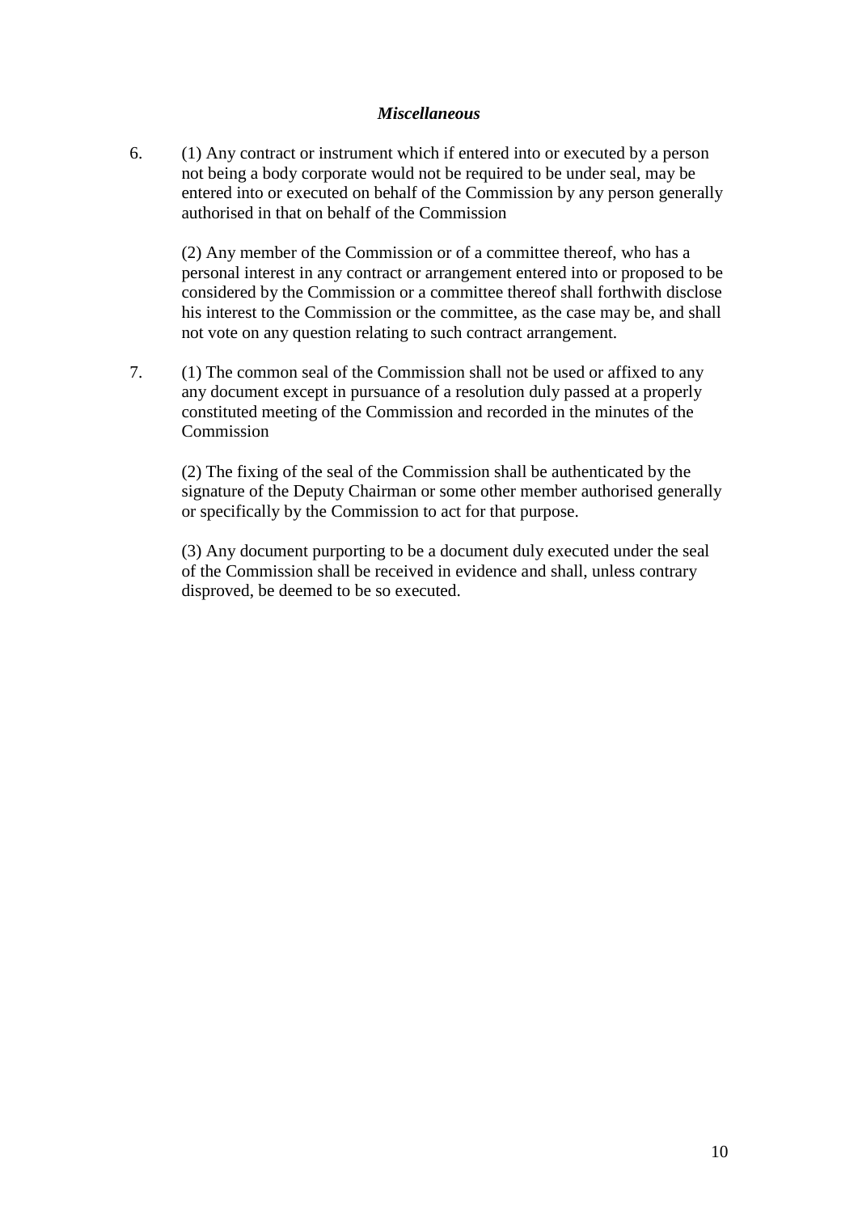### *Miscellaneous*

6. (1) Any contract or instrument which if entered into or executed by a person not being a body corporate would not be required to be under seal, may be entered into or executed on behalf of the Commission by any person generally authorised in that on behalf of the Commission

   (2) Any member of the Commission or of a committee thereof, who has a personal interest in any contract or arrangement entered into or proposed to be considered by the Commission or a committee thereof shall forthwith disclose his interest to the Commission or the committee, as the case may be, and shall not vote on any question relating to such contract arrangement.

7. (1) The common seal of the Commission shall not be used or affixed to any any document except in pursuance of a resolution duly passed at a properly constituted meeting of the Commission and recorded in the minutes of the Commission

   (2) The fixing of the seal of the Commission shall be authenticated by the signature of the Deputy Chairman or some other member authorised generally or specifically by the Commission to act for that purpose.

   (3) Any document purporting to be a document duly executed under the seal of the Commission shall be received in evidence and shall, unless contrary disproved, be deemed to be so executed.